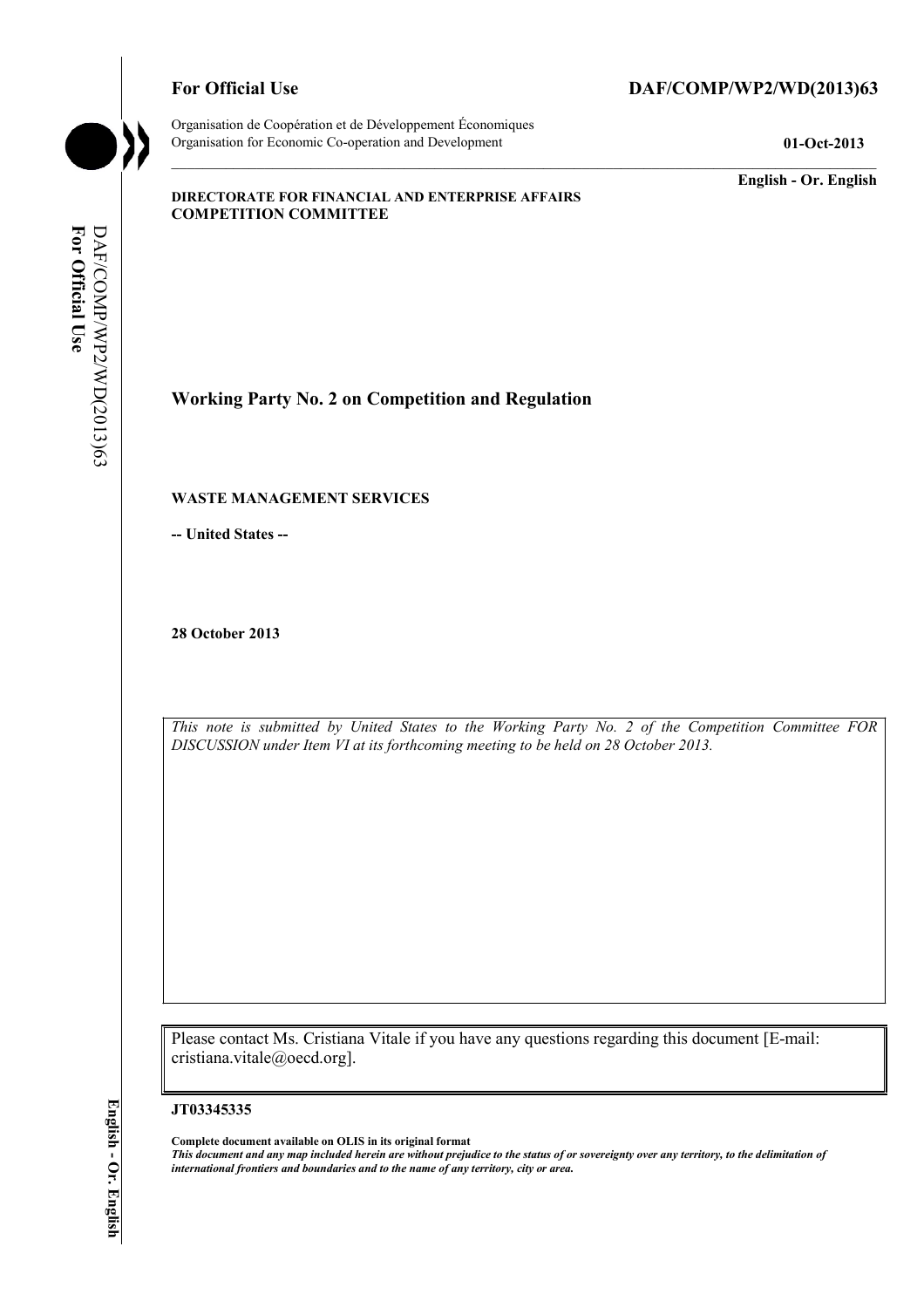**For Official Use** **DAF/COMP/WP2/WD(2013)63**

Organisation de Coopération et de Développement Économiques
Organisation for Economic Co-operation and Development **01-Oct-2013**

**English - Or. English**

**DIRECTORATE FOR FINANCIAL AND ENTERPRISE AFFAIRS**
**COMPETITION COMMITTEE**

## Working Party No. 2 on Competition and Regulation

**WASTE MANAGEMENT SERVICES**

**-- United States --**

**28 October 2013**

*This note is submitted by United States to the Working Party No. 2 of the Competition Committee FOR DISCUSSION under Item VI at its forthcoming meeting to be held on 28 October 2013.*

Please contact Ms. Cristiana Vitale if you have any questions regarding this document [E-mail: cristiana.vitale@oecd.org].

**JT03345335**

**Complete document available on OLIS in its original format**
***This document and any map included herein are without prejudice to the status of or sovereignty over any territory, to the delimitation of international frontiers and boundaries and to the name of any territory, city or area.***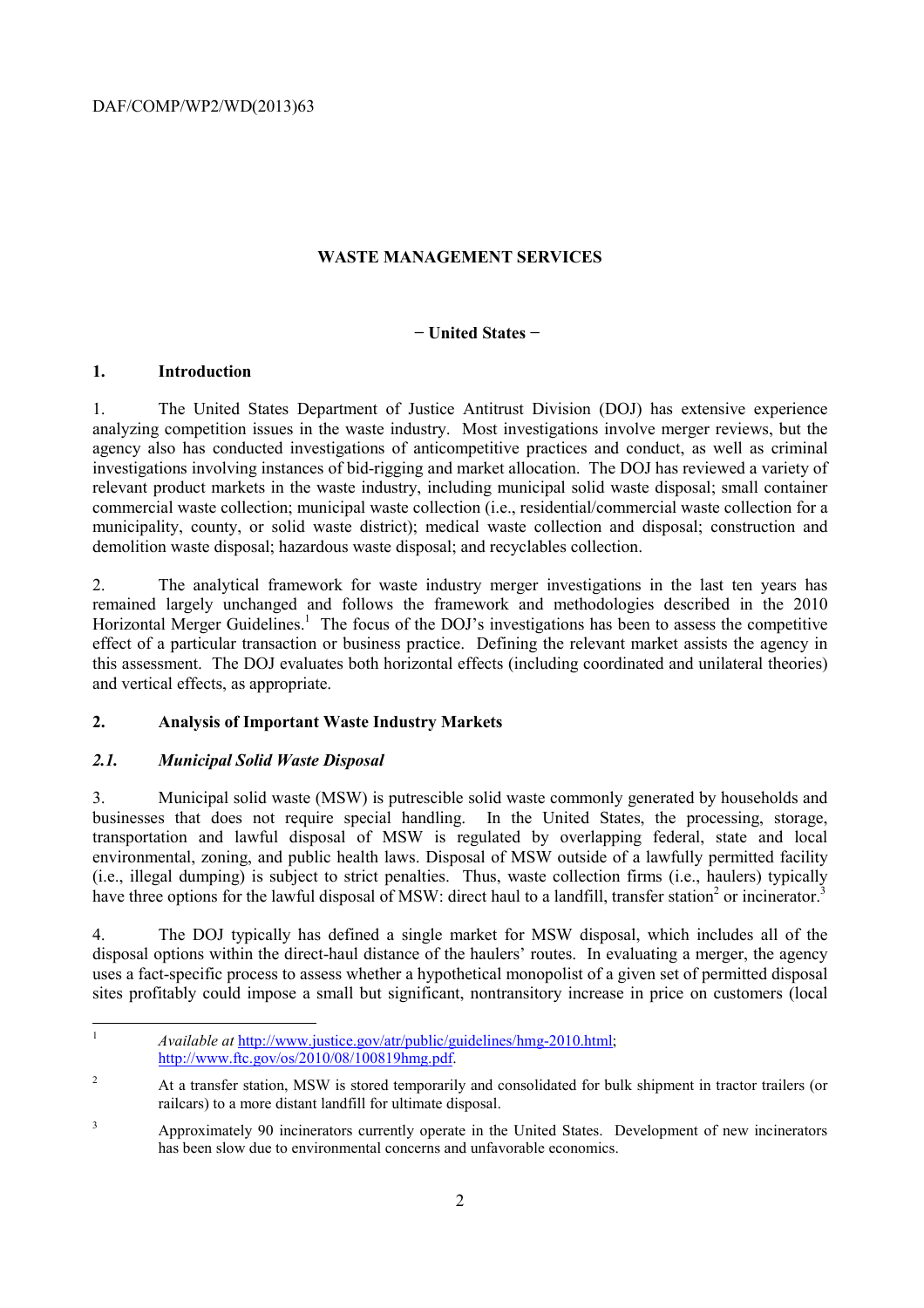# WASTE MANAGEMENT SERVICES

**− United States −**

## 1. Introduction

1. The United States Department of Justice Antitrust Division (DOJ) has extensive experience analyzing competition issues in the waste industry. Most investigations involve merger reviews, but the agency also has conducted investigations of anticompetitive practices and conduct, as well as criminal investigations involving instances of bid-rigging and market allocation. The DOJ has reviewed a variety of relevant product markets in the waste industry, including municipal solid waste disposal; small container commercial waste collection; municipal waste collection (i.e., residential/commercial waste collection for a municipality, county, or solid waste district); medical waste collection and disposal; construction and demolition waste disposal; hazardous waste disposal; and recyclables collection.

2. The analytical framework for waste industry merger investigations in the last ten years has remained largely unchanged and follows the framework and methodologies described in the 2010 Horizontal Merger Guidelines.[1] The focus of the DOJ's investigations has been to assess the competitive effect of a particular transaction or business practice. Defining the relevant market assists the agency in this assessment. The DOJ evaluates both horizontal effects (including coordinated and unilateral theories) and vertical effects, as appropriate.

## 2. Analysis of Important Waste Industry Markets

### *2.1. Municipal Solid Waste Disposal*

3. Municipal solid waste (MSW) is putrescible solid waste commonly generated by households and businesses that does not require special handling. In the United States, the processing, storage, transportation and lawful disposal of MSW is regulated by overlapping federal, state and local environmental, zoning, and public health laws. Disposal of MSW outside of a lawfully permitted facility (i.e., illegal dumping) is subject to strict penalties. Thus, waste collection firms (i.e., haulers) typically have three options for the lawful disposal of MSW: direct haul to a landfill, transfer station[2] or incinerator.[3]

4. The DOJ typically has defined a single market for MSW disposal, which includes all of the disposal options within the direct-haul distance of the haulers' routes. In evaluating a merger, the agency uses a fact-specific process to assess whether a hypothetical monopolist of a given set of permitted disposal sites profitably could impose a small but significant, nontransitory increase in price on customers (local

---

[1] *Available at* http://www.justice.gov/atr/public/guidelines/hmg-2010.html; http://www.ftc.gov/os/2010/08/100819hmg.pdf.

[2] At a transfer station, MSW is stored temporarily and consolidated for bulk shipment in tractor trailers (or railcars) to a more distant landfill for ultimate disposal.

[3] Approximately 90 incinerators currently operate in the United States. Development of new incinerators has been slow due to environmental concerns and unfavorable economics.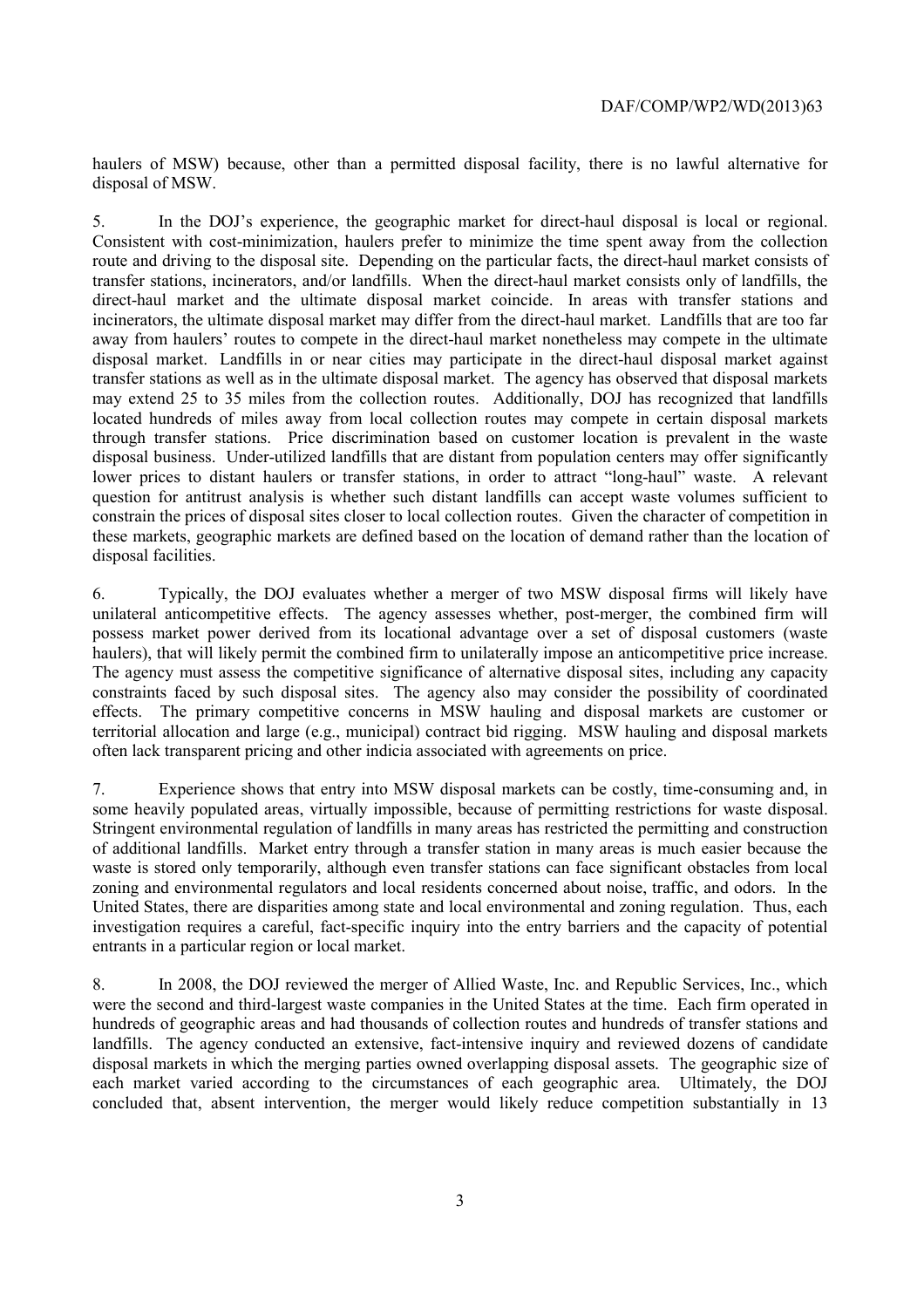haulers of MSW) because, other than a permitted disposal facility, there is no lawful alternative for disposal of MSW.

5. In the DOJ's experience, the geographic market for direct-haul disposal is local or regional. Consistent with cost-minimization, haulers prefer to minimize the time spent away from the collection route and driving to the disposal site. Depending on the particular facts, the direct-haul market consists of transfer stations, incinerators, and/or landfills. When the direct-haul market consists only of landfills, the direct-haul market and the ultimate disposal market coincide. In areas with transfer stations and incinerators, the ultimate disposal market may differ from the direct-haul market. Landfills that are too far away from haulers' routes to compete in the direct-haul market nonetheless may compete in the ultimate disposal market. Landfills in or near cities may participate in the direct-haul disposal market against transfer stations as well as in the ultimate disposal market. The agency has observed that disposal markets may extend 25 to 35 miles from the collection routes. Additionally, DOJ has recognized that landfills located hundreds of miles away from local collection routes may compete in certain disposal markets through transfer stations. Price discrimination based on customer location is prevalent in the waste disposal business. Under-utilized landfills that are distant from population centers may offer significantly lower prices to distant haulers or transfer stations, in order to attract "long-haul" waste. A relevant question for antitrust analysis is whether such distant landfills can accept waste volumes sufficient to constrain the prices of disposal sites closer to local collection routes. Given the character of competition in these markets, geographic markets are defined based on the location of demand rather than the location of disposal facilities.

6. Typically, the DOJ evaluates whether a merger of two MSW disposal firms will likely have unilateral anticompetitive effects. The agency assesses whether, post-merger, the combined firm will possess market power derived from its locational advantage over a set of disposal customers (waste haulers), that will likely permit the combined firm to unilaterally impose an anticompetitive price increase. The agency must assess the competitive significance of alternative disposal sites, including any capacity constraints faced by such disposal sites. The agency also may consider the possibility of coordinated effects. The primary competitive concerns in MSW hauling and disposal markets are customer or territorial allocation and large (e.g., municipal) contract bid rigging. MSW hauling and disposal markets often lack transparent pricing and other indicia associated with agreements on price.

7. Experience shows that entry into MSW disposal markets can be costly, time-consuming and, in some heavily populated areas, virtually impossible, because of permitting restrictions for waste disposal. Stringent environmental regulation of landfills in many areas has restricted the permitting and construction of additional landfills. Market entry through a transfer station in many areas is much easier because the waste is stored only temporarily, although even transfer stations can face significant obstacles from local zoning and environmental regulators and local residents concerned about noise, traffic, and odors. In the United States, there are disparities among state and local environmental and zoning regulation. Thus, each investigation requires a careful, fact-specific inquiry into the entry barriers and the capacity of potential entrants in a particular region or local market.

8. In 2008, the DOJ reviewed the merger of Allied Waste, Inc. and Republic Services, Inc., which were the second and third-largest waste companies in the United States at the time. Each firm operated in hundreds of geographic areas and had thousands of collection routes and hundreds of transfer stations and landfills. The agency conducted an extensive, fact-intensive inquiry and reviewed dozens of candidate disposal markets in which the merging parties owned overlapping disposal assets. The geographic size of each market varied according to the circumstances of each geographic area. Ultimately, the DOJ concluded that, absent intervention, the merger would likely reduce competition substantially in 13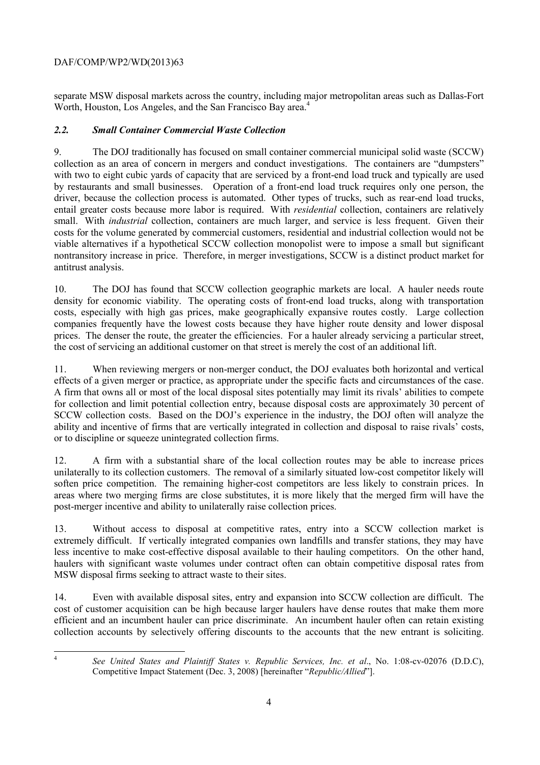separate MSW disposal markets across the country, including major metropolitan areas such as Dallas-Fort Worth, Houston, Los Angeles, and the San Francisco Bay area.[4]

### *2.2. Small Container Commercial Waste Collection*

9. The DOJ traditionally has focused on small container commercial municipal solid waste (SCCW) collection as an area of concern in mergers and conduct investigations. The containers are "dumpsters" with two to eight cubic yards of capacity that are serviced by a front-end load truck and typically are used by restaurants and small businesses. Operation of a front-end load truck requires only one person, the driver, because the collection process is automated. Other types of trucks, such as rear-end load trucks, entail greater costs because more labor is required. With *residential* collection, containers are relatively small. With *industrial* collection, containers are much larger, and service is less frequent. Given their costs for the volume generated by commercial customers, residential and industrial collection would not be viable alternatives if a hypothetical SCCW collection monopolist were to impose a small but significant nontransitory increase in price. Therefore, in merger investigations, SCCW is a distinct product market for antitrust analysis.

10. The DOJ has found that SCCW collection geographic markets are local. A hauler needs route density for economic viability. The operating costs of front-end load trucks, along with transportation costs, especially with high gas prices, make geographically expansive routes costly. Large collection companies frequently have the lowest costs because they have higher route density and lower disposal prices. The denser the route, the greater the efficiencies. For a hauler already servicing a particular street, the cost of servicing an additional customer on that street is merely the cost of an additional lift.

11. When reviewing mergers or non-merger conduct, the DOJ evaluates both horizontal and vertical effects of a given merger or practice, as appropriate under the specific facts and circumstances of the case. A firm that owns all or most of the local disposal sites potentially may limit its rivals' abilities to compete for collection and limit potential collection entry, because disposal costs are approximately 30 percent of SCCW collection costs. Based on the DOJ's experience in the industry, the DOJ often will analyze the ability and incentive of firms that are vertically integrated in collection and disposal to raise rivals' costs, or to discipline or squeeze unintegrated collection firms.

12. A firm with a substantial share of the local collection routes may be able to increase prices unilaterally to its collection customers. The removal of a similarly situated low-cost competitor likely will soften price competition. The remaining higher-cost competitors are less likely to constrain prices. In areas where two merging firms are close substitutes, it is more likely that the merged firm will have the post-merger incentive and ability to unilaterally raise collection prices.

13. Without access to disposal at competitive rates, entry into a SCCW collection market is extremely difficult. If vertically integrated companies own landfills and transfer stations, they may have less incentive to make cost-effective disposal available to their hauling competitors. On the other hand, haulers with significant waste volumes under contract often can obtain competitive disposal rates from MSW disposal firms seeking to attract waste to their sites.

14. Even with available disposal sites, entry and expansion into SCCW collection are difficult. The cost of customer acquisition can be high because larger haulers have dense routes that make them more efficient and an incumbent hauler can price discriminate. An incumbent hauler often can retain existing collection accounts by selectively offering discounts to the accounts that the new entrant is soliciting.

[4] *See United States and Plaintiff States v. Republic Services, Inc. et al*., No. 1:08-cv-02076 (D.D.C), Competitive Impact Statement (Dec. 3, 2008) [hereinafter "*Republic/Allied*"].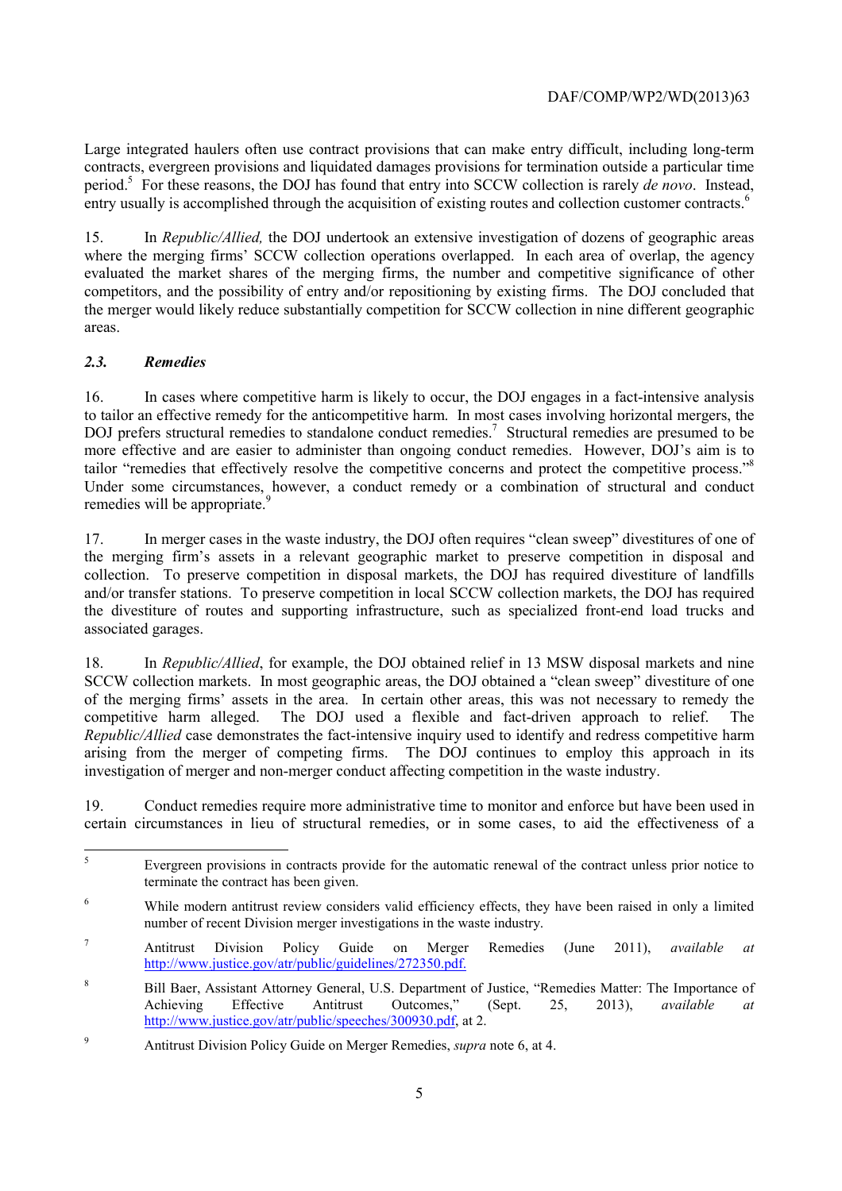Large integrated haulers often use contract provisions that can make entry difficult, including long-term contracts, evergreen provisions and liquidated damages provisions for termination outside a particular time period.[5] For these reasons, the DOJ has found that entry into SCCW collection is rarely *de novo*. Instead, entry usually is accomplished through the acquisition of existing routes and collection customer contracts.[6]

15. In *Republic/Allied,* the DOJ undertook an extensive investigation of dozens of geographic areas where the merging firms' SCCW collection operations overlapped. In each area of overlap, the agency evaluated the market shares of the merging firms, the number and competitive significance of other competitors, and the possibility of entry and/or repositioning by existing firms. The DOJ concluded that the merger would likely reduce substantially competition for SCCW collection in nine different geographic areas.

### *2.3. Remedies*

16. In cases where competitive harm is likely to occur, the DOJ engages in a fact-intensive analysis to tailor an effective remedy for the anticompetitive harm. In most cases involving horizontal mergers, the DOJ prefers structural remedies to standalone conduct remedies.[7] Structural remedies are presumed to be more effective and are easier to administer than ongoing conduct remedies. However, DOJ's aim is to tailor "remedies that effectively resolve the competitive concerns and protect the competitive process."[8] Under some circumstances, however, a conduct remedy or a combination of structural and conduct remedies will be appropriate.[9]

17. In merger cases in the waste industry, the DOJ often requires "clean sweep" divestitures of one of the merging firm's assets in a relevant geographic market to preserve competition in disposal and collection. To preserve competition in disposal markets, the DOJ has required divestiture of landfills and/or transfer stations. To preserve competition in local SCCW collection markets, the DOJ has required the divestiture of routes and supporting infrastructure, such as specialized front-end load trucks and associated garages.

18. In *Republic/Allied*, for example, the DOJ obtained relief in 13 MSW disposal markets and nine SCCW collection markets. In most geographic areas, the DOJ obtained a "clean sweep" divestiture of one of the merging firms' assets in the area. In certain other areas, this was not necessary to remedy the competitive harm alleged. The DOJ used a flexible and fact-driven approach to relief. The *Republic/Allied* case demonstrates the fact-intensive inquiry used to identify and redress competitive harm arising from the merger of competing firms. The DOJ continues to employ this approach in its investigation of merger and non-merger conduct affecting competition in the waste industry.

19. Conduct remedies require more administrative time to monitor and enforce but have been used in certain circumstances in lieu of structural remedies, or in some cases, to aid the effectiveness of a

---

5. Evergreen provisions in contracts provide for the automatic renewal of the contract unless prior notice to terminate the contract has been given.

6. While modern antitrust review considers valid efficiency effects, they have been raised in only a limited number of recent Division merger investigations in the waste industry.

7. Antitrust Division Policy Guide on Merger Remedies (June 2011), *available at* http://www.justice.gov/atr/public/guidelines/272350.pdf.

8. Bill Baer, Assistant Attorney General, U.S. Department of Justice, "Remedies Matter: The Importance of Achieving Effective Antitrust Outcomes," (Sept. 25, 2013), *available at* http://www.justice.gov/atr/public/speeches/300930.pdf, at 2.

9. Antitrust Division Policy Guide on Merger Remedies, *supra* note 6, at 4.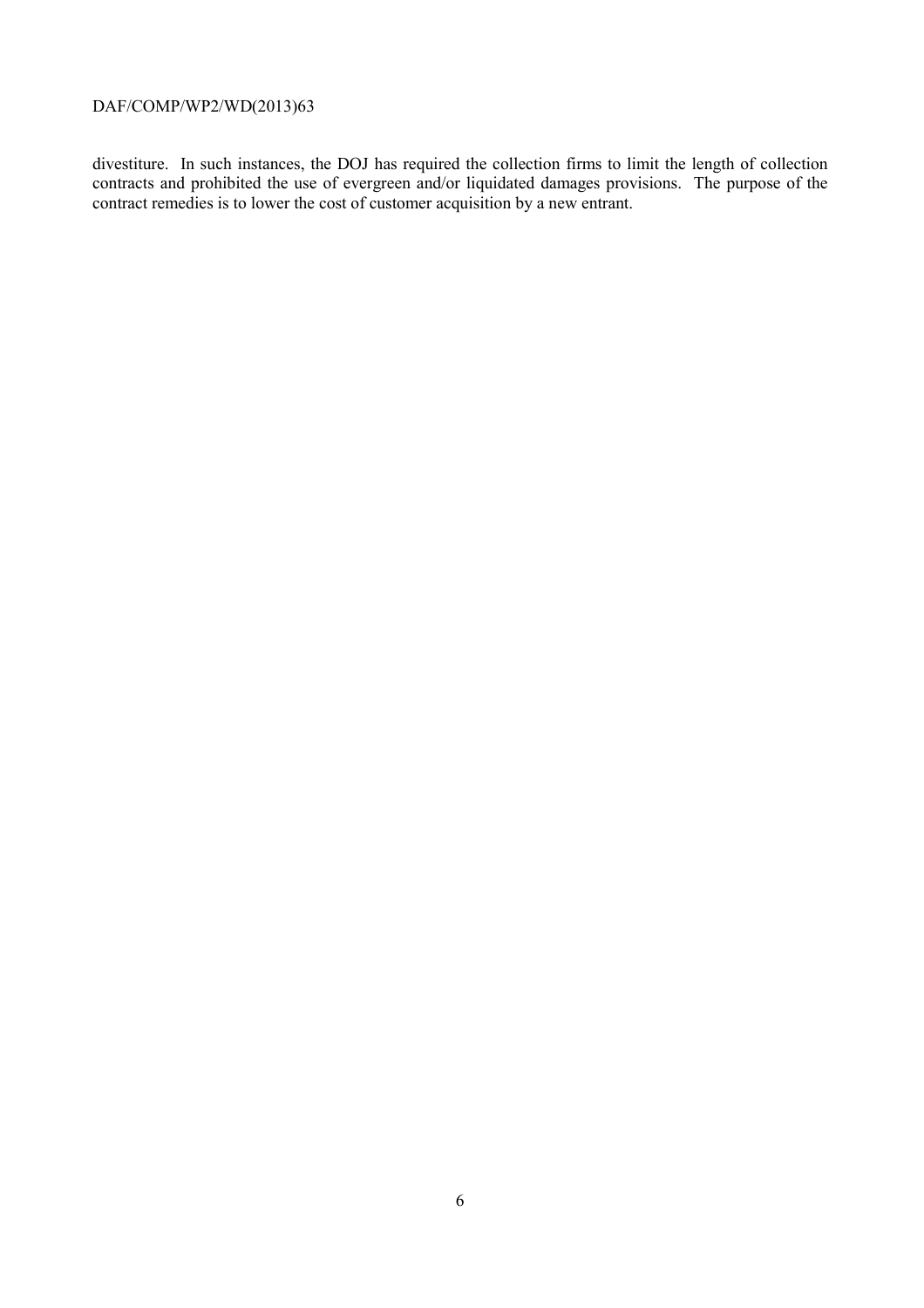divestiture. In such instances, the DOJ has required the collection firms to limit the length of collection contracts and prohibited the use of evergreen and/or liquidated damages provisions. The purpose of the contract remedies is to lower the cost of customer acquisition by a new entrant.